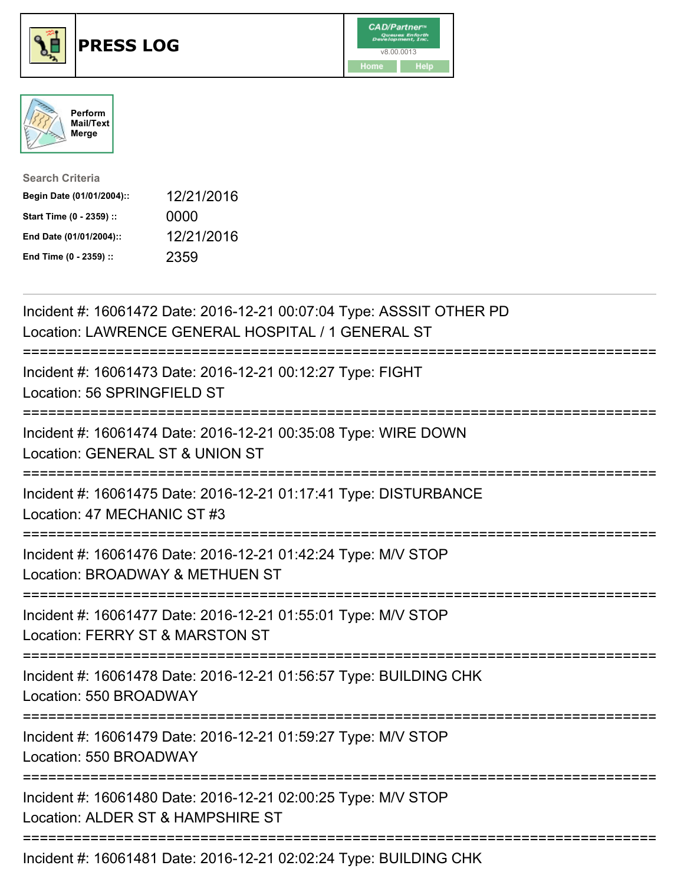# PRESS LOG

CAD/Partner
v8.00.0013
Home Help

Perform Mail/Text Merge

**Search Criteria**

| | |
|---|---|
| **Begin Date (01/01/2004)::** | 12/21/2016 |
| **Start Time (0 - 2359) ::** | 0000 |
| **End Date (01/01/2004)::** | 12/21/2016 |
| **End Time (0 - 2359) ::** | 2359 |

Incident #: 16061472 Date: 2016-12-21 00:07:04 Type: ASSSIT OTHER PD
Location: LAWRENCE GENERAL HOSPITAL / 1 GENERAL ST

===========================================================================

Incident #: 16061473 Date: 2016-12-21 00:12:27 Type: FIGHT
Location: 56 SPRINGFIELD ST

===========================================================================

Incident #: 16061474 Date: 2016-12-21 00:35:08 Type: WIRE DOWN
Location: GENERAL ST & UNION ST

===========================================================================

Incident #: 16061475 Date: 2016-12-21 01:17:41 Type: DISTURBANCE
Location: 47 MECHANIC ST #3

===========================================================================

Incident #: 16061476 Date: 2016-12-21 01:42:24 Type: M/V STOP
Location: BROADWAY & METHUEN ST

===========================================================================

Incident #: 16061477 Date: 2016-12-21 01:55:01 Type: M/V STOP
Location: FERRY ST & MARSTON ST

===========================================================================

Incident #: 16061478 Date: 2016-12-21 01:56:57 Type: BUILDING CHK
Location: 550 BROADWAY

===========================================================================

Incident #: 16061479 Date: 2016-12-21 01:59:27 Type: M/V STOP
Location: 550 BROADWAY

===========================================================================

Incident #: 16061480 Date: 2016-12-21 02:00:25 Type: M/V STOP
Location: ALDER ST & HAMPSHIRE ST

===========================================================================

Incident #: 16061481 Date: 2016-12-21 02:02:24 Type: BUILDING CHK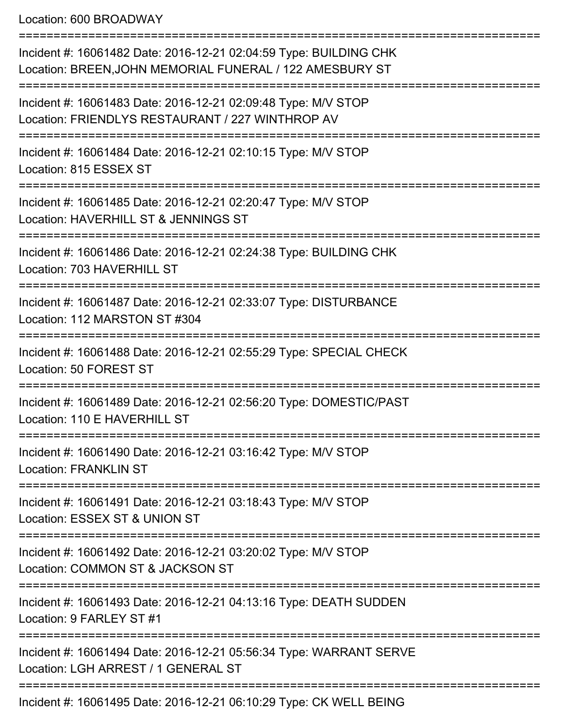Location: 600 BROADWAY

===========================================================================

Incident #: 16061482 Date: 2016-12-21 02:04:59 Type: BUILDING CHK
Location: BREEN,JOHN MEMORIAL FUNERAL / 122 AMESBURY ST

===========================================================================

Incident #: 16061483 Date: 2016-12-21 02:09:48 Type: M/V STOP
Location: FRIENDLYS RESTAURANT / 227 WINTHROP AV

===========================================================================

Incident #: 16061484 Date: 2016-12-21 02:10:15 Type: M/V STOP
Location: 815 ESSEX ST

===========================================================================

Incident #: 16061485 Date: 2016-12-21 02:20:47 Type: M/V STOP
Location: HAVERHILL ST & JENNINGS ST

===========================================================================

Incident #: 16061486 Date: 2016-12-21 02:24:38 Type: BUILDING CHK
Location: 703 HAVERHILL ST

===========================================================================

Incident #: 16061487 Date: 2016-12-21 02:33:07 Type: DISTURBANCE
Location: 112 MARSTON ST #304

===========================================================================

Incident #: 16061488 Date: 2016-12-21 02:55:29 Type: SPECIAL CHECK
Location: 50 FOREST ST

===========================================================================

Incident #: 16061489 Date: 2016-12-21 02:56:20 Type: DOMESTIC/PAST
Location: 110 E HAVERHILL ST

===========================================================================

Incident #: 16061490 Date: 2016-12-21 03:16:42 Type: M/V STOP
Location: FRANKLIN ST

===========================================================================

Incident #: 16061491 Date: 2016-12-21 03:18:43 Type: M/V STOP
Location: ESSEX ST & UNION ST

===========================================================================

Incident #: 16061492 Date: 2016-12-21 03:20:02 Type: M/V STOP
Location: COMMON ST & JACKSON ST

===========================================================================

Incident #: 16061493 Date: 2016-12-21 04:13:16 Type: DEATH SUDDEN
Location: 9 FARLEY ST #1

===========================================================================

Incident #: 16061494 Date: 2016-12-21 05:56:34 Type: WARRANT SERVE
Location: LGH ARREST / 1 GENERAL ST

===========================================================================

Incident #: 16061495 Date: 2016-12-21 06:10:29 Type: CK WELL BEING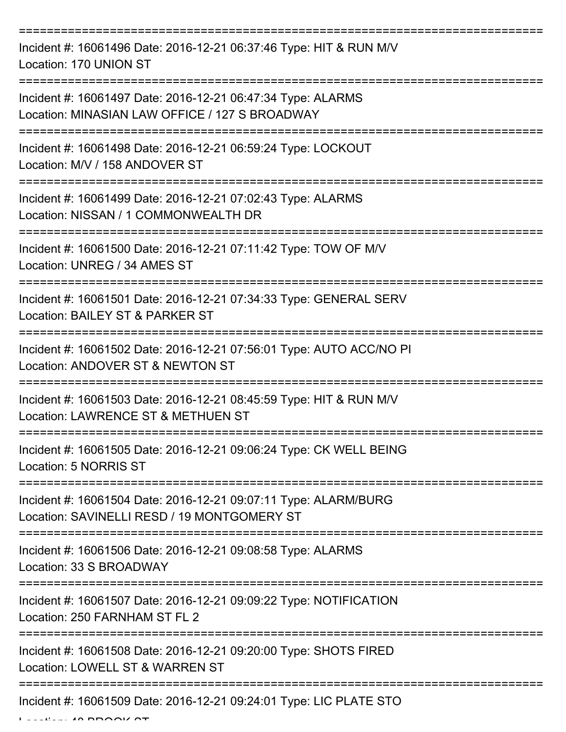===========================================================================

Incident #: 16061496 Date: 2016-12-21 06:37:46 Type: HIT & RUN M/V
Location: 170 UNION ST

===========================================================================

Incident #: 16061497 Date: 2016-12-21 06:47:34 Type: ALARMS
Location: MINASIAN LAW OFFICE / 127 S BROADWAY

===========================================================================

Incident #: 16061498 Date: 2016-12-21 06:59:24 Type: LOCKOUT
Location: M/V / 158 ANDOVER ST

===========================================================================

Incident #: 16061499 Date: 2016-12-21 07:02:43 Type: ALARMS
Location: NISSAN / 1 COMMONWEALTH DR

===========================================================================

Incident #: 16061500 Date: 2016-12-21 07:11:42 Type: TOW OF M/V
Location: UNREG / 34 AMES ST

===========================================================================

Incident #: 16061501 Date: 2016-12-21 07:34:33 Type: GENERAL SERV
Location: BAILEY ST & PARKER ST

===========================================================================

Incident #: 16061502 Date: 2016-12-21 07:56:01 Type: AUTO ACC/NO PI
Location: ANDOVER ST & NEWTON ST

===========================================================================

Incident #: 16061503 Date: 2016-12-21 08:45:59 Type: HIT & RUN M/V
Location: LAWRENCE ST & METHUEN ST

===========================================================================

Incident #: 16061505 Date: 2016-12-21 09:06:24 Type: CK WELL BEING
Location: 5 NORRIS ST

===========================================================================

Incident #: 16061504 Date: 2016-12-21 09:07:11 Type: ALARM/BURG
Location: SAVINELLI RESD / 19 MONTGOMERY ST

===========================================================================

Incident #: 16061506 Date: 2016-12-21 09:08:58 Type: ALARMS
Location: 33 S BROADWAY

===========================================================================

Incident #: 16061507 Date: 2016-12-21 09:09:22 Type: NOTIFICATION
Location: 250 FARNHAM ST FL 2

===========================================================================

Incident #: 16061508 Date: 2016-12-21 09:20:00 Type: SHOTS FIRED
Location: LOWELL ST & WARREN ST

===========================================================================

Incident #: 16061509 Date: 2016-12-21 09:24:01 Type: LIC PLATE STO
Location: 48 BROOK ST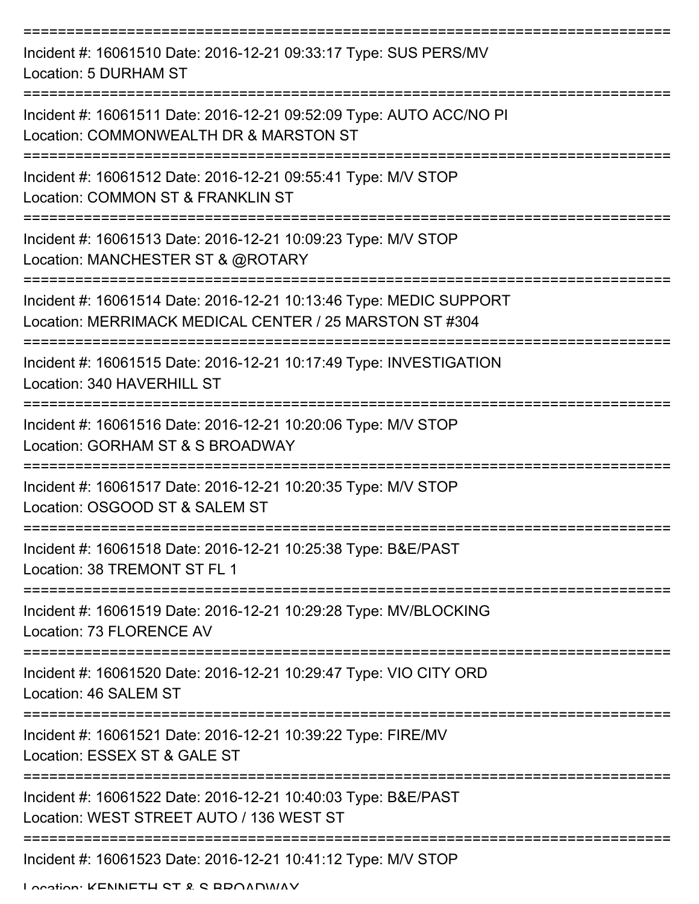===========================================================================

Incident #: 16061510 Date: 2016-12-21 09:33:17 Type: SUS PERS/MV
Location: 5 DURHAM ST

===========================================================================

Incident #: 16061511 Date: 2016-12-21 09:52:09 Type: AUTO ACC/NO PI
Location: COMMONWEALTH DR & MARSTON ST

===========================================================================

Incident #: 16061512 Date: 2016-12-21 09:55:41 Type: M/V STOP
Location: COMMON ST & FRANKLIN ST

===========================================================================

Incident #: 16061513 Date: 2016-12-21 10:09:23 Type: M/V STOP
Location: MANCHESTER ST & @ROTARY

===========================================================================

Incident #: 16061514 Date: 2016-12-21 10:13:46 Type: MEDIC SUPPORT
Location: MERRIMACK MEDICAL CENTER / 25 MARSTON ST #304

===========================================================================

Incident #: 16061515 Date: 2016-12-21 10:17:49 Type: INVESTIGATION
Location: 340 HAVERHILL ST

===========================================================================

Incident #: 16061516 Date: 2016-12-21 10:20:06 Type: M/V STOP
Location: GORHAM ST & S BROADWAY

===========================================================================

Incident #: 16061517 Date: 2016-12-21 10:20:35 Type: M/V STOP
Location: OSGOOD ST & SALEM ST

===========================================================================

Incident #: 16061518 Date: 2016-12-21 10:25:38 Type: B&E/PAST
Location: 38 TREMONT ST FL 1

===========================================================================

Incident #: 16061519 Date: 2016-12-21 10:29:28 Type: MV/BLOCKING
Location: 73 FLORENCE AV

===========================================================================

Incident #: 16061520 Date: 2016-12-21 10:29:47 Type: VIO CITY ORD
Location: 46 SALEM ST

===========================================================================

Incident #: 16061521 Date: 2016-12-21 10:39:22 Type: FIRE/MV
Location: ESSEX ST & GALE ST

===========================================================================

Incident #: 16061522 Date: 2016-12-21 10:40:03 Type: B&E/PAST
Location: WEST STREET AUTO / 136 WEST ST

===========================================================================

Incident #: 16061523 Date: 2016-12-21 10:41:12 Type: M/V STOP
Location: KENNETH ST & S BROADWAY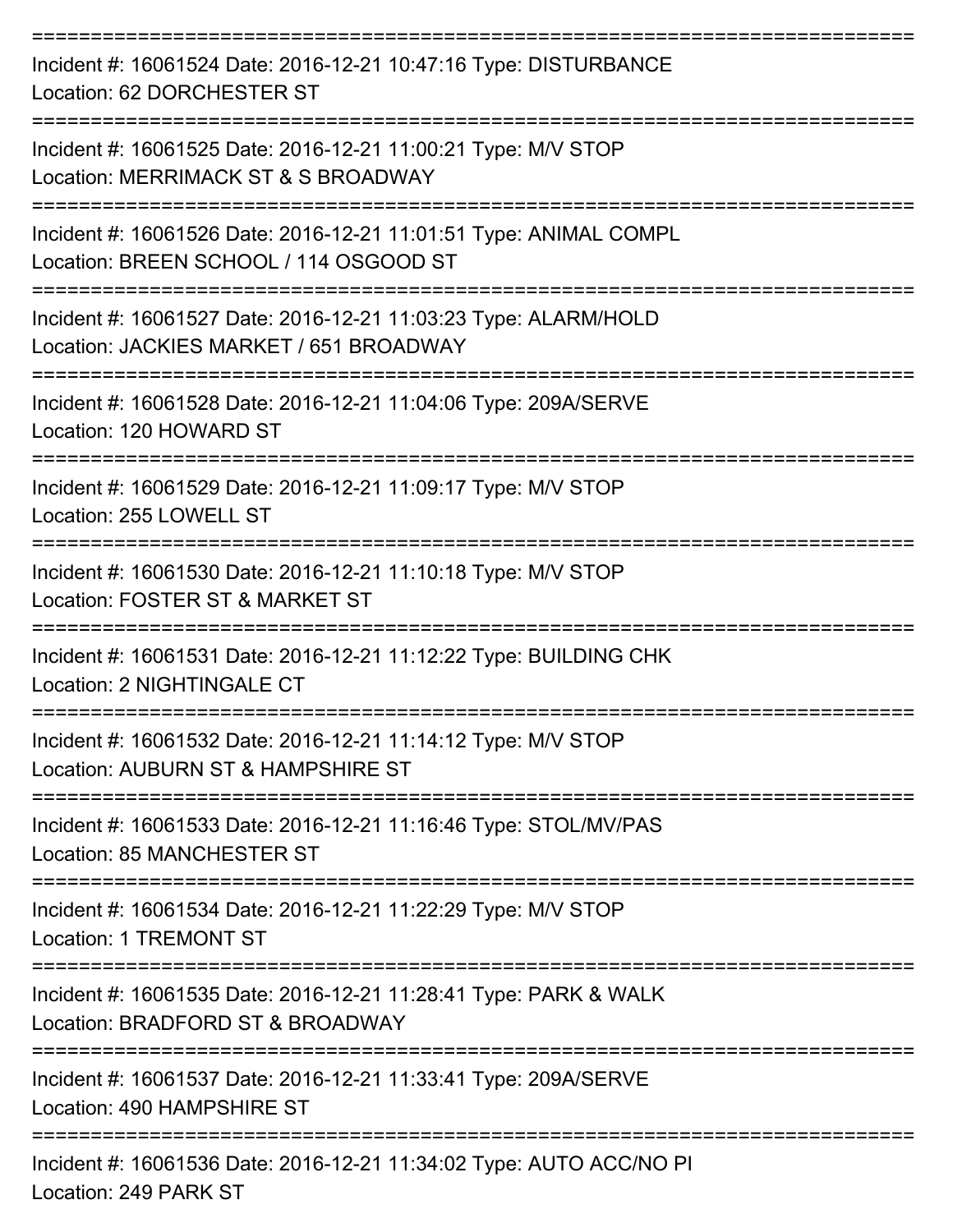===========================================================================

Incident #: 16061524 Date: 2016-12-21 10:47:16 Type: DISTURBANCE
Location: 62 DORCHESTER ST

===========================================================================

Incident #: 16061525 Date: 2016-12-21 11:00:21 Type: M/V STOP
Location: MERRIMACK ST & S BROADWAY

===========================================================================

Incident #: 16061526 Date: 2016-12-21 11:01:51 Type: ANIMAL COMPL
Location: BREEN SCHOOL / 114 OSGOOD ST

===========================================================================

Incident #: 16061527 Date: 2016-12-21 11:03:23 Type: ALARM/HOLD
Location: JACKIES MARKET / 651 BROADWAY

===========================================================================

Incident #: 16061528 Date: 2016-12-21 11:04:06 Type: 209A/SERVE
Location: 120 HOWARD ST

===========================================================================

Incident #: 16061529 Date: 2016-12-21 11:09:17 Type: M/V STOP
Location: 255 LOWELL ST

===========================================================================

Incident #: 16061530 Date: 2016-12-21 11:10:18 Type: M/V STOP
Location: FOSTER ST & MARKET ST

===========================================================================

Incident #: 16061531 Date: 2016-12-21 11:12:22 Type: BUILDING CHK
Location: 2 NIGHTINGALE CT

===========================================================================

Incident #: 16061532 Date: 2016-12-21 11:14:12 Type: M/V STOP
Location: AUBURN ST & HAMPSHIRE ST

===========================================================================

Incident #: 16061533 Date: 2016-12-21 11:16:46 Type: STOL/MV/PAS
Location: 85 MANCHESTER ST

===========================================================================

Incident #: 16061534 Date: 2016-12-21 11:22:29 Type: M/V STOP
Location: 1 TREMONT ST

===========================================================================

Incident #: 16061535 Date: 2016-12-21 11:28:41 Type: PARK & WALK
Location: BRADFORD ST & BROADWAY

===========================================================================

Incident #: 16061537 Date: 2016-12-21 11:33:41 Type: 209A/SERVE
Location: 490 HAMPSHIRE ST

===========================================================================

Incident #: 16061536 Date: 2016-12-21 11:34:02 Type: AUTO ACC/NO PI
Location: 249 PARK ST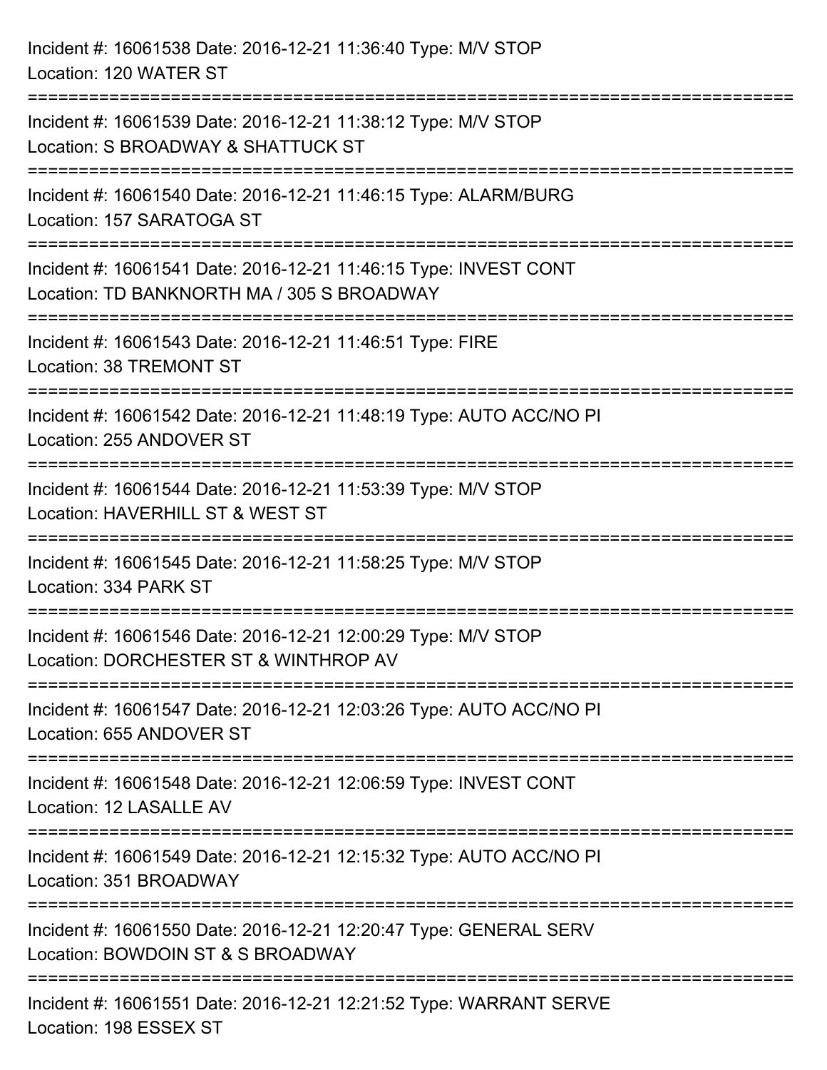Incident #: 16061538 Date: 2016-12-21 11:36:40 Type: M/V STOP
Location: 120 WATER ST

===========================================================================

Incident #: 16061539 Date: 2016-12-21 11:38:12 Type: M/V STOP
Location: S BROADWAY & SHATTUCK ST

===========================================================================

Incident #: 16061540 Date: 2016-12-21 11:46:15 Type: ALARM/BURG
Location: 157 SARATOGA ST

===========================================================================

Incident #: 16061541 Date: 2016-12-21 11:46:15 Type: INVEST CONT
Location: TD BANKNORTH MA / 305 S BROADWAY

===========================================================================

Incident #: 16061543 Date: 2016-12-21 11:46:51 Type: FIRE
Location: 38 TREMONT ST

===========================================================================

Incident #: 16061542 Date: 2016-12-21 11:48:19 Type: AUTO ACC/NO PI
Location: 255 ANDOVER ST

===========================================================================

Incident #: 16061544 Date: 2016-12-21 11:53:39 Type: M/V STOP
Location: HAVERHILL ST & WEST ST

===========================================================================

Incident #: 16061545 Date: 2016-12-21 11:58:25 Type: M/V STOP
Location: 334 PARK ST

===========================================================================

Incident #: 16061546 Date: 2016-12-21 12:00:29 Type: M/V STOP
Location: DORCHESTER ST & WINTHROP AV

===========================================================================

Incident #: 16061547 Date: 2016-12-21 12:03:26 Type: AUTO ACC/NO PI
Location: 655 ANDOVER ST

===========================================================================

Incident #: 16061548 Date: 2016-12-21 12:06:59 Type: INVEST CONT
Location: 12 LASALLE AV

===========================================================================

Incident #: 16061549 Date: 2016-12-21 12:15:32 Type: AUTO ACC/NO PI
Location: 351 BROADWAY

===========================================================================

Incident #: 16061550 Date: 2016-12-21 12:20:47 Type: GENERAL SERV
Location: BOWDOIN ST & S BROADWAY

===========================================================================

Incident #: 16061551 Date: 2016-12-21 12:21:52 Type: WARRANT SERVE
Location: 198 ESSEX ST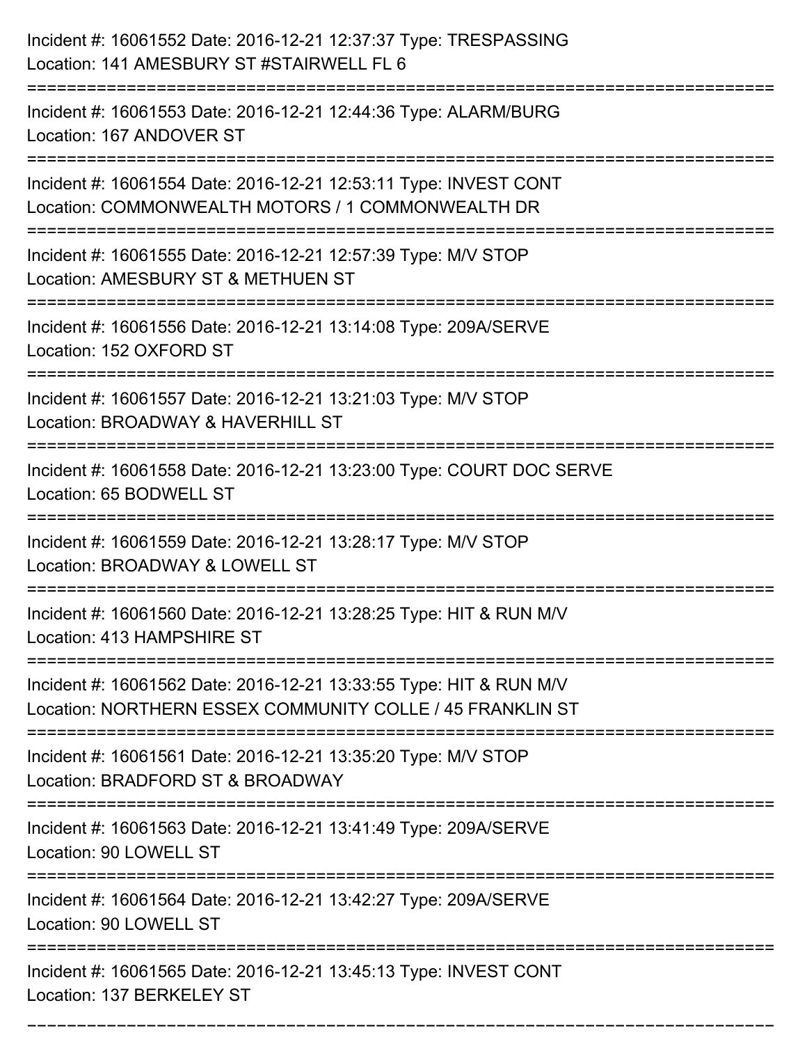Incident #: 16061552 Date: 2016-12-21 12:37:37 Type: TRESPASSING
Location: 141 AMESBURY ST #STAIRWELL FL 6

===========================================================================

Incident #: 16061553 Date: 2016-12-21 12:44:36 Type: ALARM/BURG
Location: 167 ANDOVER ST

===========================================================================

Incident #: 16061554 Date: 2016-12-21 12:53:11 Type: INVEST CONT
Location: COMMONWEALTH MOTORS / 1 COMMONWEALTH DR

===========================================================================

Incident #: 16061555 Date: 2016-12-21 12:57:39 Type: M/V STOP
Location: AMESBURY ST & METHUEN ST

===========================================================================

Incident #: 16061556 Date: 2016-12-21 13:14:08 Type: 209A/SERVE
Location: 152 OXFORD ST

===========================================================================

Incident #: 16061557 Date: 2016-12-21 13:21:03 Type: M/V STOP
Location: BROADWAY & HAVERHILL ST

===========================================================================

Incident #: 16061558 Date: 2016-12-21 13:23:00 Type: COURT DOC SERVE
Location: 65 BODWELL ST

===========================================================================

Incident #: 16061559 Date: 2016-12-21 13:28:17 Type: M/V STOP
Location: BROADWAY & LOWELL ST

===========================================================================

Incident #: 16061560 Date: 2016-12-21 13:28:25 Type: HIT & RUN M/V
Location: 413 HAMPSHIRE ST

===========================================================================

Incident #: 16061562 Date: 2016-12-21 13:33:55 Type: HIT & RUN M/V
Location: NORTHERN ESSEX COMMUNITY COLLE / 45 FRANKLIN ST

===========================================================================

Incident #: 16061561 Date: 2016-12-21 13:35:20 Type: M/V STOP
Location: BRADFORD ST & BROADWAY

===========================================================================

Incident #: 16061563 Date: 2016-12-21 13:41:49 Type: 209A/SERVE
Location: 90 LOWELL ST

===========================================================================

Incident #: 16061564 Date: 2016-12-21 13:42:27 Type: 209A/SERVE
Location: 90 LOWELL ST

===========================================================================

Incident #: 16061565 Date: 2016-12-21 13:45:13 Type: INVEST CONT
Location: 137 BERKELEY ST

===========================================================================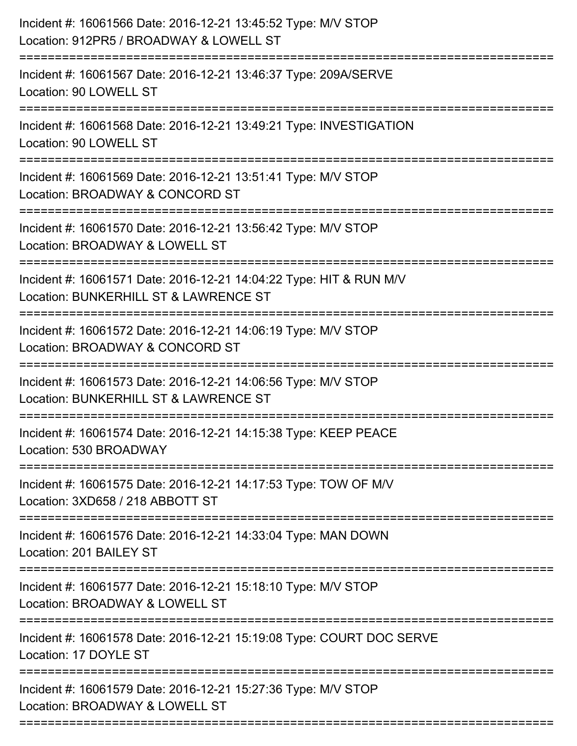Incident #: 16061566 Date: 2016-12-21 13:45:52 Type: M/V STOP
Location: 912PR5 / BROADWAY & LOWELL ST

===========================================================================

Incident #: 16061567 Date: 2016-12-21 13:46:37 Type: 209A/SERVE
Location: 90 LOWELL ST

===========================================================================

Incident #: 16061568 Date: 2016-12-21 13:49:21 Type: INVESTIGATION
Location: 90 LOWELL ST

===========================================================================

Incident #: 16061569 Date: 2016-12-21 13:51:41 Type: M/V STOP
Location: BROADWAY & CONCORD ST

===========================================================================

Incident #: 16061570 Date: 2016-12-21 13:56:42 Type: M/V STOP
Location: BROADWAY & LOWELL ST

===========================================================================

Incident #: 16061571 Date: 2016-12-21 14:04:22 Type: HIT & RUN M/V
Location: BUNKERHILL ST & LAWRENCE ST

===========================================================================

Incident #: 16061572 Date: 2016-12-21 14:06:19 Type: M/V STOP
Location: BROADWAY & CONCORD ST

===========================================================================

Incident #: 16061573 Date: 2016-12-21 14:06:56 Type: M/V STOP
Location: BUNKERHILL ST & LAWRENCE ST

===========================================================================

Incident #: 16061574 Date: 2016-12-21 14:15:38 Type: KEEP PEACE
Location: 530 BROADWAY

===========================================================================

Incident #: 16061575 Date: 2016-12-21 14:17:53 Type: TOW OF M/V
Location: 3XD658 / 218 ABBOTT ST

===========================================================================

Incident #: 16061576 Date: 2016-12-21 14:33:04 Type: MAN DOWN
Location: 201 BAILEY ST

===========================================================================

Incident #: 16061577 Date: 2016-12-21 15:18:10 Type: M/V STOP
Location: BROADWAY & LOWELL ST

===========================================================================

Incident #: 16061578 Date: 2016-12-21 15:19:08 Type: COURT DOC SERVE
Location: 17 DOYLE ST

===========================================================================

Incident #: 16061579 Date: 2016-12-21 15:27:36 Type: M/V STOP
Location: BROADWAY & LOWELL ST

===========================================================================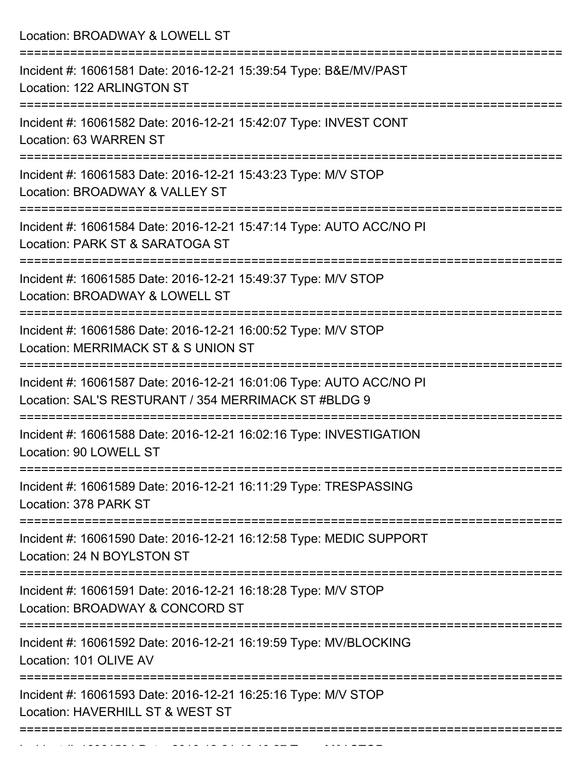Location: BROADWAY & LOWELL ST

===========================================================================

Incident #: 16061581 Date: 2016-12-21 15:39:54 Type: B&E/MV/PAST
Location: 122 ARLINGTON ST

===========================================================================

Incident #: 16061582 Date: 2016-12-21 15:42:07 Type: INVEST CONT
Location: 63 WARREN ST

===========================================================================

Incident #: 16061583 Date: 2016-12-21 15:43:23 Type: M/V STOP
Location: BROADWAY & VALLEY ST

===========================================================================

Incident #: 16061584 Date: 2016-12-21 15:47:14 Type: AUTO ACC/NO PI
Location: PARK ST & SARATOGA ST

===========================================================================

Incident #: 16061585 Date: 2016-12-21 15:49:37 Type: M/V STOP
Location: BROADWAY & LOWELL ST

===========================================================================

Incident #: 16061586 Date: 2016-12-21 16:00:52 Type: M/V STOP
Location: MERRIMACK ST & S UNION ST

===========================================================================

Incident #: 16061587 Date: 2016-12-21 16:01:06 Type: AUTO ACC/NO PI
Location: SAL'S RESTURANT / 354 MERRIMACK ST #BLDG 9

===========================================================================

Incident #: 16061588 Date: 2016-12-21 16:02:16 Type: INVESTIGATION
Location: 90 LOWELL ST

===========================================================================

Incident #: 16061589 Date: 2016-12-21 16:11:29 Type: TRESPASSING
Location: 378 PARK ST

===========================================================================

Incident #: 16061590 Date: 2016-12-21 16:12:58 Type: MEDIC SUPPORT
Location: 24 N BOYLSTON ST

===========================================================================

Incident #: 16061591 Date: 2016-12-21 16:18:28 Type: M/V STOP
Location: BROADWAY & CONCORD ST

===========================================================================

Incident #: 16061592 Date: 2016-12-21 16:19:59 Type: MV/BLOCKING
Location: 101 OLIVE AV

===========================================================================

Incident #: 16061593 Date: 2016-12-21 16:25:16 Type: M/V STOP
Location: HAVERHILL ST & WEST ST

===========================================================================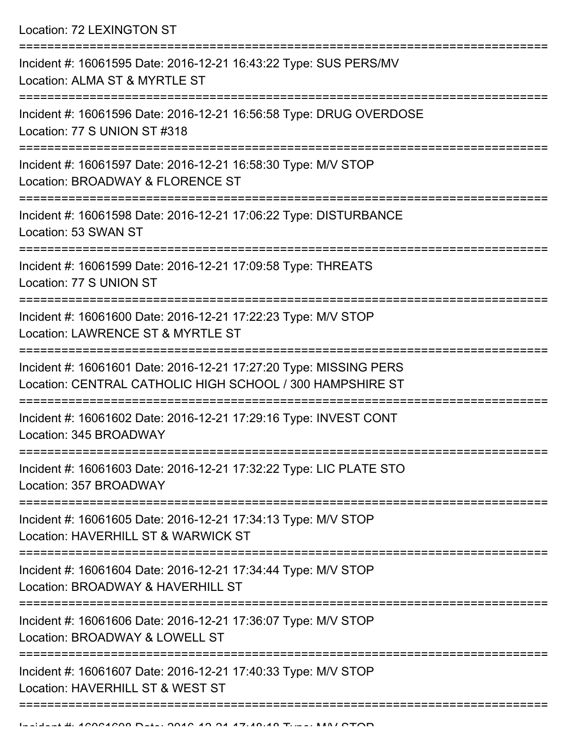Location: 72 LEXINGTON ST

===========================================================================

Incident #: 16061595 Date: 2016-12-21 16:43:22 Type: SUS PERS/MV
Location: ALMA ST & MYRTLE ST

===========================================================================

Incident #: 16061596 Date: 2016-12-21 16:56:58 Type: DRUG OVERDOSE
Location: 77 S UNION ST #318

===========================================================================

Incident #: 16061597 Date: 2016-12-21 16:58:30 Type: M/V STOP
Location: BROADWAY & FLORENCE ST

===========================================================================

Incident #: 16061598 Date: 2016-12-21 17:06:22 Type: DISTURBANCE
Location: 53 SWAN ST

===========================================================================

Incident #: 16061599 Date: 2016-12-21 17:09:58 Type: THREATS
Location: 77 S UNION ST

===========================================================================

Incident #: 16061600 Date: 2016-12-21 17:22:23 Type: M/V STOP
Location: LAWRENCE ST & MYRTLE ST

===========================================================================

Incident #: 16061601 Date: 2016-12-21 17:27:20 Type: MISSING PERS
Location: CENTRAL CATHOLIC HIGH SCHOOL / 300 HAMPSHIRE ST

===========================================================================

Incident #: 16061602 Date: 2016-12-21 17:29:16 Type: INVEST CONT
Location: 345 BROADWAY

===========================================================================

Incident #: 16061603 Date: 2016-12-21 17:32:22 Type: LIC PLATE STO
Location: 357 BROADWAY

===========================================================================

Incident #: 16061605 Date: 2016-12-21 17:34:13 Type: M/V STOP
Location: HAVERHILL ST & WARWICK ST

===========================================================================

Incident #: 16061604 Date: 2016-12-21 17:34:44 Type: M/V STOP
Location: BROADWAY & HAVERHILL ST

===========================================================================

Incident #: 16061606 Date: 2016-12-21 17:36:07 Type: M/V STOP
Location: BROADWAY & LOWELL ST

===========================================================================

Incident #: 16061607 Date: 2016-12-21 17:40:33 Type: M/V STOP
Location: HAVERHILL ST & WEST ST

===========================================================================

Incident #: 16061608 Date: 2016-12-21 17:48:18 Type: M/V STOP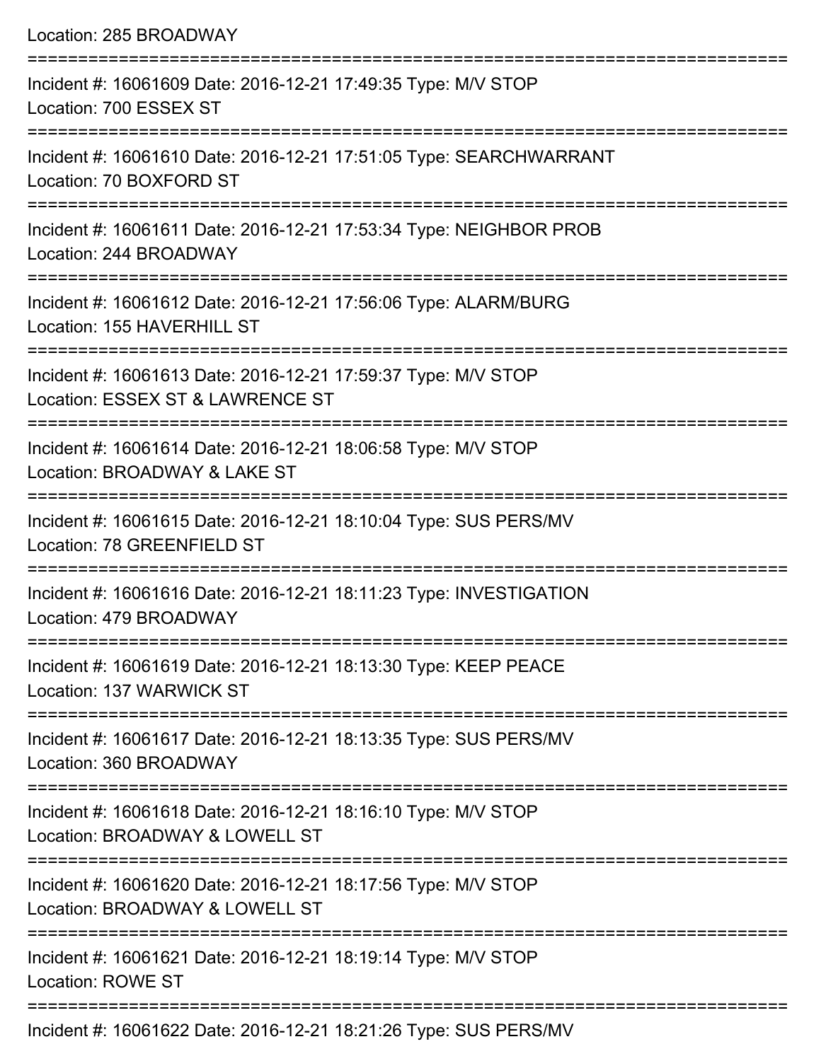Location: 285 BROADWAY

===========================================================================

Incident #: 16061609 Date: 2016-12-21 17:49:35 Type: M/V STOP
Location: 700 ESSEX ST

===========================================================================

Incident #: 16061610 Date: 2016-12-21 17:51:05 Type: SEARCHWARRANT
Location: 70 BOXFORD ST

===========================================================================

Incident #: 16061611 Date: 2016-12-21 17:53:34 Type: NEIGHBOR PROB
Location: 244 BROADWAY

===========================================================================

Incident #: 16061612 Date: 2016-12-21 17:56:06 Type: ALARM/BURG
Location: 155 HAVERHILL ST

===========================================================================

Incident #: 16061613 Date: 2016-12-21 17:59:37 Type: M/V STOP
Location: ESSEX ST & LAWRENCE ST

===========================================================================

Incident #: 16061614 Date: 2016-12-21 18:06:58 Type: M/V STOP
Location: BROADWAY & LAKE ST

===========================================================================

Incident #: 16061615 Date: 2016-12-21 18:10:04 Type: SUS PERS/MV
Location: 78 GREENFIELD ST

===========================================================================

Incident #: 16061616 Date: 2016-12-21 18:11:23 Type: INVESTIGATION
Location: 479 BROADWAY

===========================================================================

Incident #: 16061619 Date: 2016-12-21 18:13:30 Type: KEEP PEACE
Location: 137 WARWICK ST

===========================================================================

Incident #: 16061617 Date: 2016-12-21 18:13:35 Type: SUS PERS/MV
Location: 360 BROADWAY

===========================================================================

Incident #: 16061618 Date: 2016-12-21 18:16:10 Type: M/V STOP
Location: BROADWAY & LOWELL ST

===========================================================================

Incident #: 16061620 Date: 2016-12-21 18:17:56 Type: M/V STOP
Location: BROADWAY & LOWELL ST

===========================================================================

Incident #: 16061621 Date: 2016-12-21 18:19:14 Type: M/V STOP
Location: ROWE ST

===========================================================================

Incident #: 16061622 Date: 2016-12-21 18:21:26 Type: SUS PERS/MV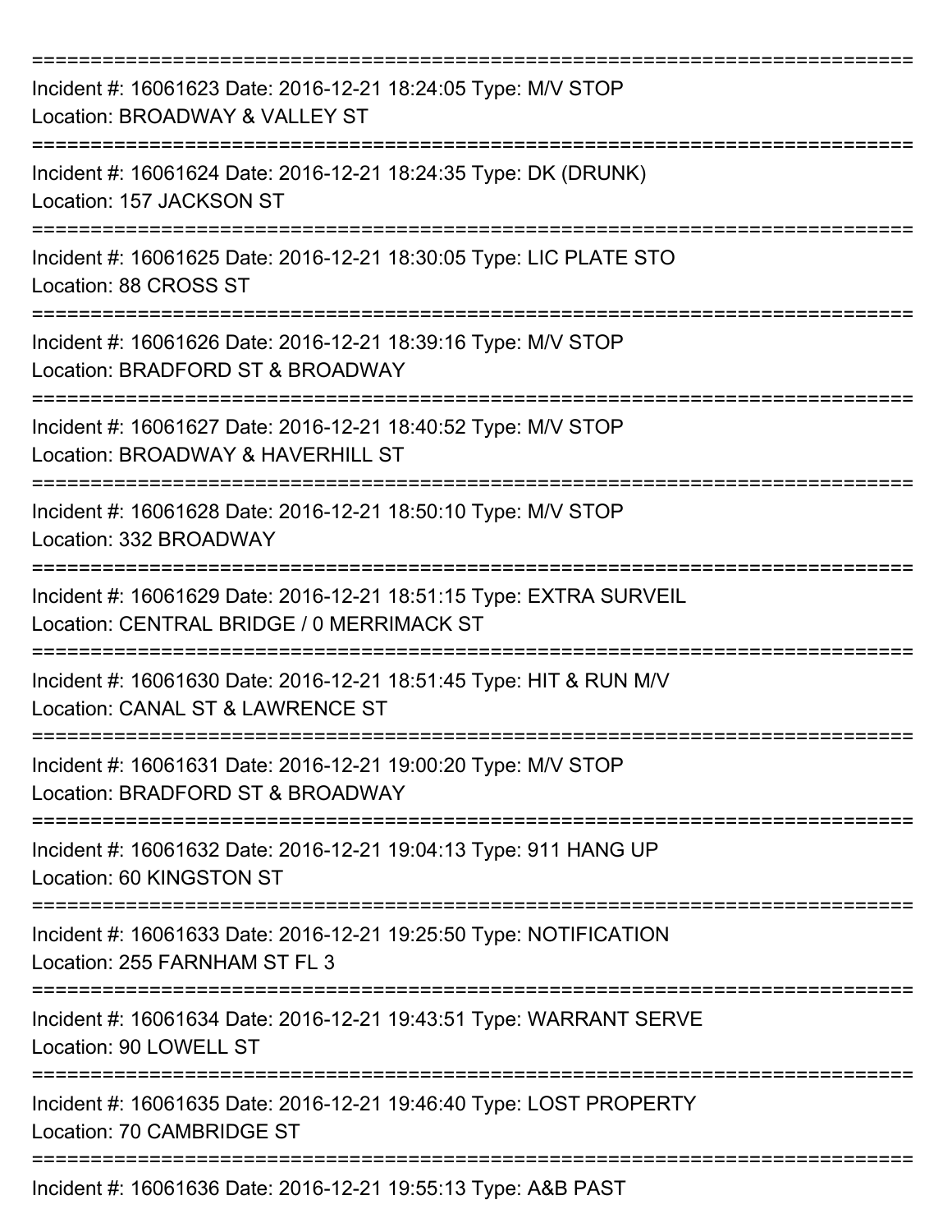===========================================================================

Incident #: 16061623 Date: 2016-12-21 18:24:05 Type: M/V STOP
Location: BROADWAY & VALLEY ST

===========================================================================

Incident #: 16061624 Date: 2016-12-21 18:24:35 Type: DK (DRUNK)
Location: 157 JACKSON ST

===========================================================================

Incident #: 16061625 Date: 2016-12-21 18:30:05 Type: LIC PLATE STO
Location: 88 CROSS ST

===========================================================================

Incident #: 16061626 Date: 2016-12-21 18:39:16 Type: M/V STOP
Location: BRADFORD ST & BROADWAY

===========================================================================

Incident #: 16061627 Date: 2016-12-21 18:40:52 Type: M/V STOP
Location: BROADWAY & HAVERHILL ST

===========================================================================

Incident #: 16061628 Date: 2016-12-21 18:50:10 Type: M/V STOP
Location: 332 BROADWAY

===========================================================================

Incident #: 16061629 Date: 2016-12-21 18:51:15 Type: EXTRA SURVEIL
Location: CENTRAL BRIDGE / 0 MERRIMACK ST

===========================================================================

Incident #: 16061630 Date: 2016-12-21 18:51:45 Type: HIT & RUN M/V
Location: CANAL ST & LAWRENCE ST

===========================================================================

Incident #: 16061631 Date: 2016-12-21 19:00:20 Type: M/V STOP
Location: BRADFORD ST & BROADWAY

===========================================================================

Incident #: 16061632 Date: 2016-12-21 19:04:13 Type: 911 HANG UP
Location: 60 KINGSTON ST

===========================================================================

Incident #: 16061633 Date: 2016-12-21 19:25:50 Type: NOTIFICATION
Location: 255 FARNHAM ST FL 3

===========================================================================

Incident #: 16061634 Date: 2016-12-21 19:43:51 Type: WARRANT SERVE
Location: 90 LOWELL ST

===========================================================================

Incident #: 16061635 Date: 2016-12-21 19:46:40 Type: LOST PROPERTY
Location: 70 CAMBRIDGE ST

===========================================================================

Incident #: 16061636 Date: 2016-12-21 19:55:13 Type: A&B PAST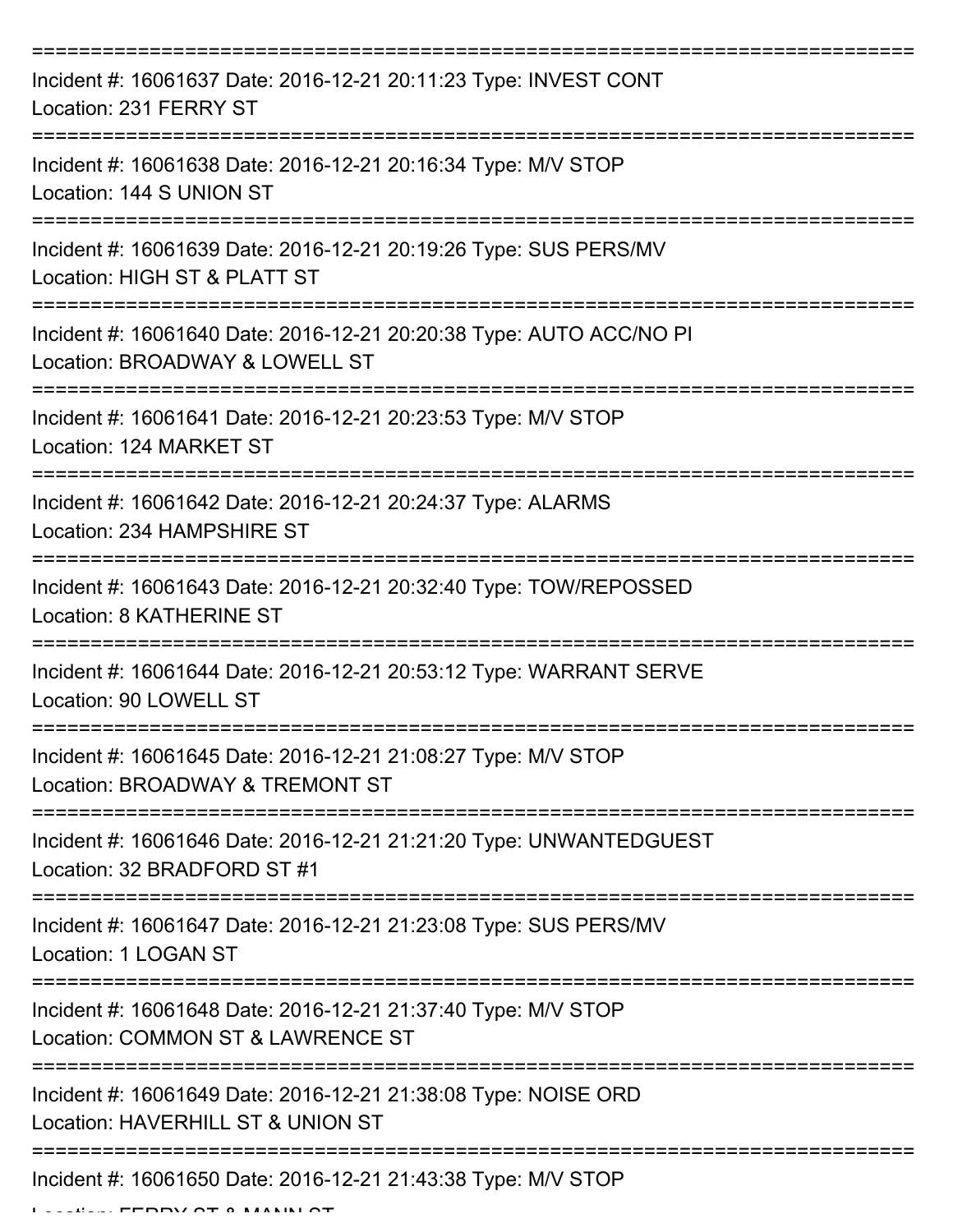===========================================================================

Incident #: 16061637 Date: 2016-12-21 20:11:23 Type: INVEST CONT
Location: 231 FERRY ST

===========================================================================

Incident #: 16061638 Date: 2016-12-21 20:16:34 Type: M/V STOP
Location: 144 S UNION ST

===========================================================================

Incident #: 16061639 Date: 2016-12-21 20:19:26 Type: SUS PERS/MV
Location: HIGH ST & PLATT ST

===========================================================================

Incident #: 16061640 Date: 2016-12-21 20:20:38 Type: AUTO ACC/NO PI
Location: BROADWAY & LOWELL ST

===========================================================================

Incident #: 16061641 Date: 2016-12-21 20:23:53 Type: M/V STOP
Location: 124 MARKET ST

===========================================================================

Incident #: 16061642 Date: 2016-12-21 20:24:37 Type: ALARMS
Location: 234 HAMPSHIRE ST

===========================================================================

Incident #: 16061643 Date: 2016-12-21 20:32:40 Type: TOW/REPOSSED
Location: 8 KATHERINE ST

===========================================================================

Incident #: 16061644 Date: 2016-12-21 20:53:12 Type: WARRANT SERVE
Location: 90 LOWELL ST

===========================================================================

Incident #: 16061645 Date: 2016-12-21 21:08:27 Type: M/V STOP
Location: BROADWAY & TREMONT ST

===========================================================================

Incident #: 16061646 Date: 2016-12-21 21:21:20 Type: UNWANTEDGUEST
Location: 32 BRADFORD ST #1

===========================================================================

Incident #: 16061647 Date: 2016-12-21 21:23:08 Type: SUS PERS/MV
Location: 1 LOGAN ST

===========================================================================

Incident #: 16061648 Date: 2016-12-21 21:37:40 Type: M/V STOP
Location: COMMON ST & LAWRENCE ST

===========================================================================

Incident #: 16061649 Date: 2016-12-21 21:38:08 Type: NOISE ORD
Location: HAVERHILL ST & UNION ST

===========================================================================

Incident #: 16061650 Date: 2016-12-21 21:43:38 Type: M/V STOP
Location: FERRY ST & MANN ST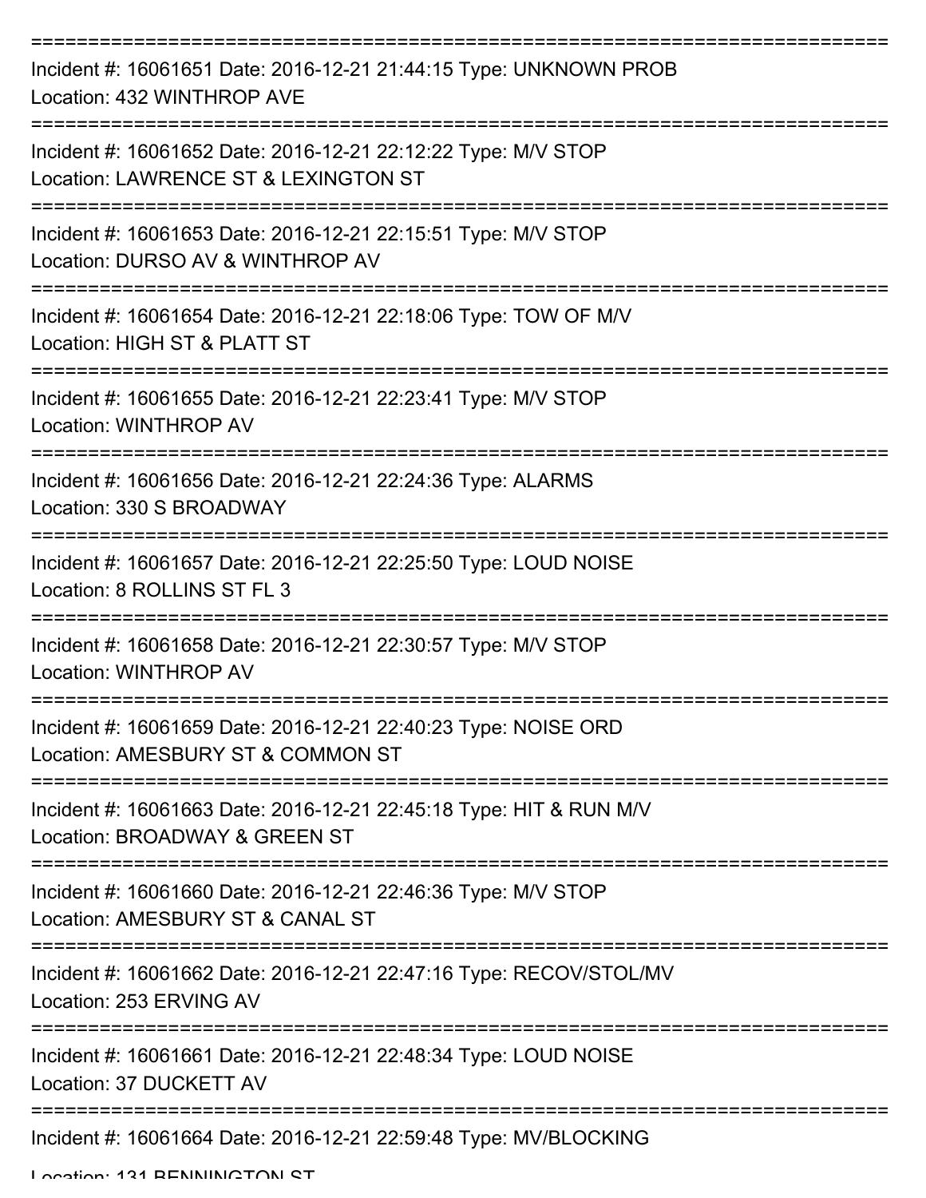===========================================================================

Incident #: 16061651 Date: 2016-12-21 21:44:15 Type: UNKNOWN PROB
Location: 432 WINTHROP AVE

===========================================================================

Incident #: 16061652 Date: 2016-12-21 22:12:22 Type: M/V STOP
Location: LAWRENCE ST & LEXINGTON ST

===========================================================================

Incident #: 16061653 Date: 2016-12-21 22:15:51 Type: M/V STOP
Location: DURSO AV & WINTHROP AV

===========================================================================

Incident #: 16061654 Date: 2016-12-21 22:18:06 Type: TOW OF M/V
Location: HIGH ST & PLATT ST

===========================================================================

Incident #: 16061655 Date: 2016-12-21 22:23:41 Type: M/V STOP
Location: WINTHROP AV

===========================================================================

Incident #: 16061656 Date: 2016-12-21 22:24:36 Type: ALARMS
Location: 330 S BROADWAY

===========================================================================

Incident #: 16061657 Date: 2016-12-21 22:25:50 Type: LOUD NOISE
Location: 8 ROLLINS ST FL 3

===========================================================================

Incident #: 16061658 Date: 2016-12-21 22:30:57 Type: M/V STOP
Location: WINTHROP AV

===========================================================================

Incident #: 16061659 Date: 2016-12-21 22:40:23 Type: NOISE ORD
Location: AMESBURY ST & COMMON ST

===========================================================================

Incident #: 16061663 Date: 2016-12-21 22:45:18 Type: HIT & RUN M/V
Location: BROADWAY & GREEN ST

===========================================================================

Incident #: 16061660 Date: 2016-12-21 22:46:36 Type: M/V STOP
Location: AMESBURY ST & CANAL ST

===========================================================================

Incident #: 16061662 Date: 2016-12-21 22:47:16 Type: RECOV/STOL/MV
Location: 253 ERVING AV

===========================================================================

Incident #: 16061661 Date: 2016-12-21 22:48:34 Type: LOUD NOISE
Location: 37 DUCKETT AV

===========================================================================

Incident #: 16061664 Date: 2016-12-21 22:59:48 Type: MV/BLOCKING
Location: 131 BENNINGTON ST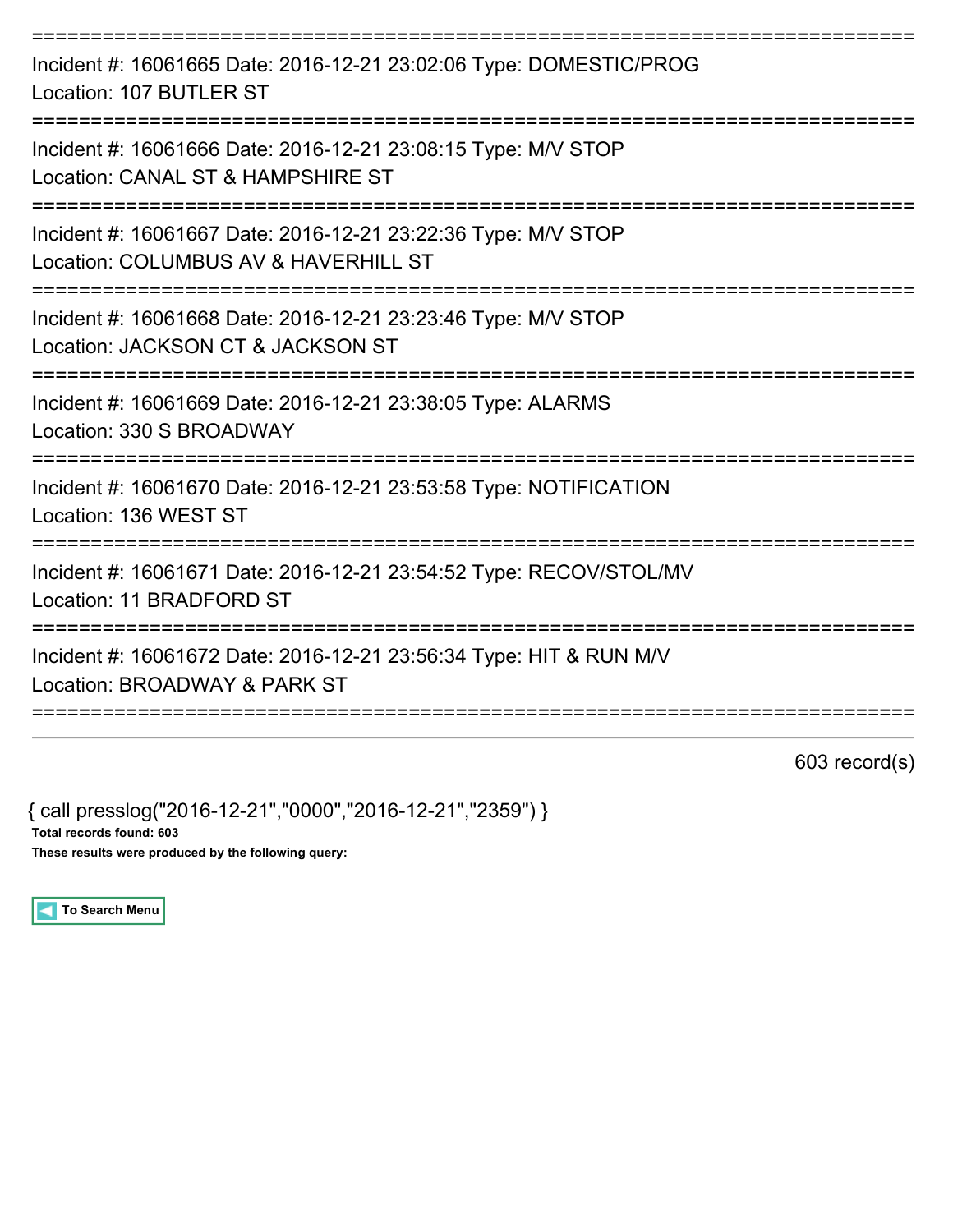===========================================================================

Incident #: 16061665 Date: 2016-12-21 23:02:06 Type: DOMESTIC/PROG
Location: 107 BUTLER ST

===========================================================================

Incident #: 16061666 Date: 2016-12-21 23:08:15 Type: M/V STOP
Location: CANAL ST & HAMPSHIRE ST

===========================================================================

Incident #: 16061667 Date: 2016-12-21 23:22:36 Type: M/V STOP
Location: COLUMBUS AV & HAVERHILL ST

===========================================================================

Incident #: 16061668 Date: 2016-12-21 23:23:46 Type: M/V STOP
Location: JACKSON CT & JACKSON ST

===========================================================================

Incident #: 16061669 Date: 2016-12-21 23:38:05 Type: ALARMS
Location: 330 S BROADWAY

===========================================================================

Incident #: 16061670 Date: 2016-12-21 23:53:58 Type: NOTIFICATION
Location: 136 WEST ST

===========================================================================

Incident #: 16061671 Date: 2016-12-21 23:54:52 Type: RECOV/STOL/MV
Location: 11 BRADFORD ST

===========================================================================

Incident #: 16061672 Date: 2016-12-21 23:56:34 Type: HIT & RUN M/V
Location: BROADWAY & PARK ST

===========================================================================

603 record(s)

{ call presslog("2016-12-21","0000","2016-12-21","2359") }

**Total records found: 603**

**These results were produced by the following query:**

To Search Menu